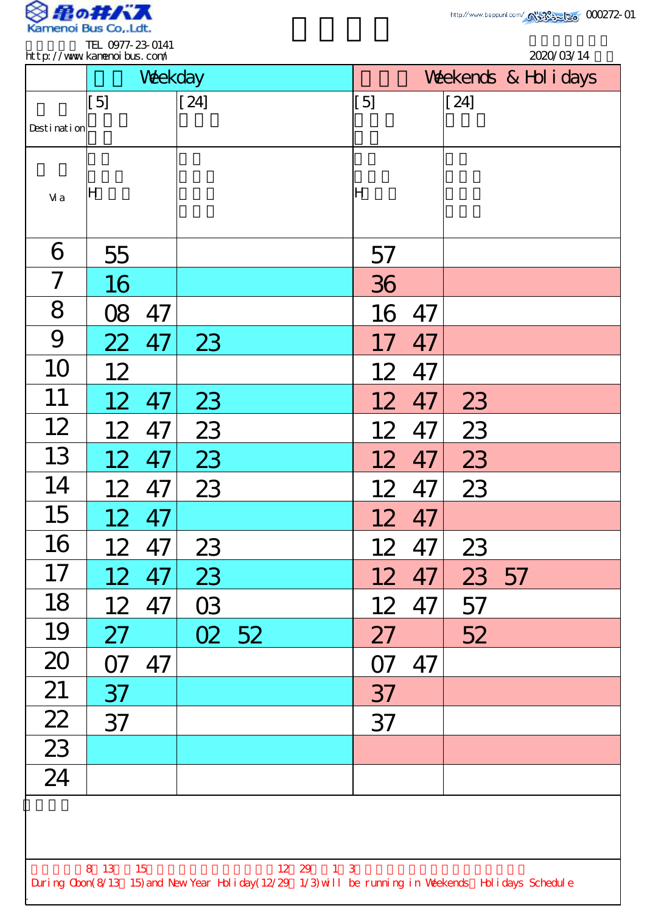Kamenoi Bus Co.,Ldt.

TEL 0977-23-0141
http://www.kamenoibus.com/

000272-01

2020/03/14

| | Weekday | | Weekends & Holidays | |
|---|---|---|---|---|
| Destination | [5] | [24] | [5] | [24] |
| Via | H | | H | |
| 6 | 55 | | 57 | |
| 7 | 16 | | 36 | |
| 8 | 08 47 | | 16 47 | |
| 9 | 22 47 | 23 | 17 47 | |
| 10 | 12 | | 12 47 | |
| 11 | 12 47 | 23 | 12 47 | 23 |
| 12 | 12 47 | 23 | 12 47 | 23 |
| 13 | 12 47 | 23 | 12 47 | 23 |
| 14 | 12 47 | 23 | 12 47 | 23 |
| 15 | 12 47 | | 12 47 | |
| 16 | 12 47 | 23 | 12 47 | 23 |
| 17 | 12 47 | 23 | 12 47 | 23 57 |
| 18 | 12 47 | 03 | 12 47 | 57 |
| 19 | 27 | 02 52 | 27 | 52 |
| 20 | 07 47 | | 07 47 | |
| 21 | 37 | | 37 | |
| 22 | 37 | | 37 | |
| 23 | | | | |
| 24 | | | | |

8 13 15 12 29 1 3

During Obon(8/13～15) and New Year Holiday(12/29～1/3) will be running in Weekends・Holidays Schedule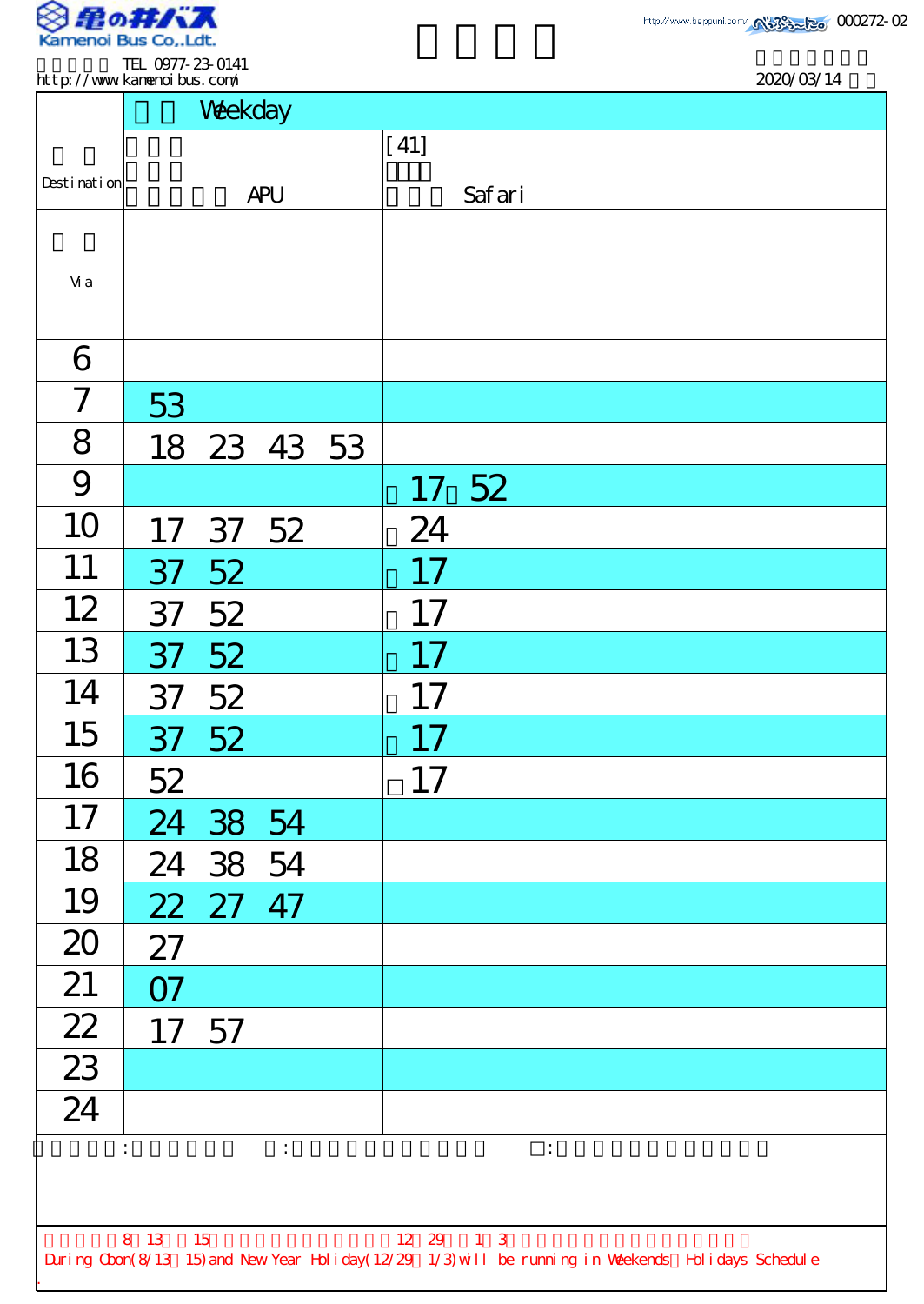Kamenoi Bus Co.,Ldt.

TEL 0977-23-0141
http://www.kamenoibus.com/

http://www.beppunl.com/ 000272-02

2020/03/14

| | Weekday | |
|---|---|---|
| Destination | APU | [41] Safari |
| Via | | |
| 6 | | |
| 7 | 53 | |
| 8 | 18 23 43 53 | |
| 9 | | 17 52 |
| 10 | 17 37 52 | 24 |
| 11 | 37 52 | 17 |
| 12 | 37 52 | 17 |
| 13 | 37 52 | 17 |
| 14 | 37 52 | 17 |
| 15 | 37 52 | 17 |
| 16 | 52 | □17 |
| 17 | 24 38 54 | |
| 18 | 24 38 54 | |
| 19 | 22 27 47 | |
| 20 | 27 | |
| 21 | 07 | |
| 22 | 17 57 | |
| 23 | | |
| 24 | | |

□:

8 13 15 12 29 1 3

During Obon(8/13 15) and New Year Holiday(12/29 1/3) will be running in Weekends Holidays Schedule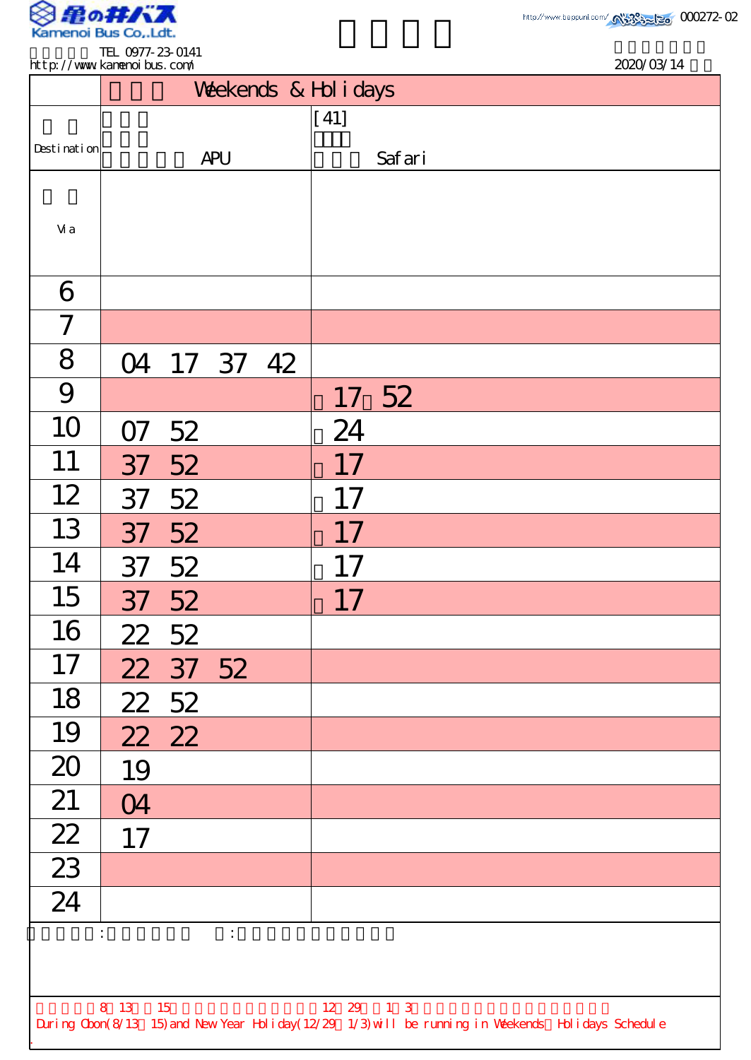Kamenoi Bus Co.,Ldt.

TEL 0977-23-0141
http://www.kamenoibus.com/

http://www.beppunl.com/ 000272-02

2020/03/14

| | Weekends & Holidays | |
|---|---|---|
| Destination | APU | [41] Safari |
| Via | | |
| 6 | | |
| 7 | | |
| 8 | 04 17 37 42 | |
| 9 | | 17 52 |
| 10 | 07 52 | 24 |
| 11 | 37 52 | 17 |
| 12 | 37 52 | 17 |
| 13 | 37 52 | 17 |
| 14 | 37 52 | 17 |
| 15 | 37 52 | 17 |
| 16 | 22 52 | |
| 17 | 22 37 52 | |
| 18 | 22 52 | |
| 19 | 22 22 | |
| 20 | 19 | |
| 21 | 04 | |
| 22 | 17 | |
| 23 | | |
| 24 | | |

8 13 15 12 29 1 3
During Obon(8/13 15) and New Year Holiday(12/29 1/3) will be running in Weekends Holidays Schedule